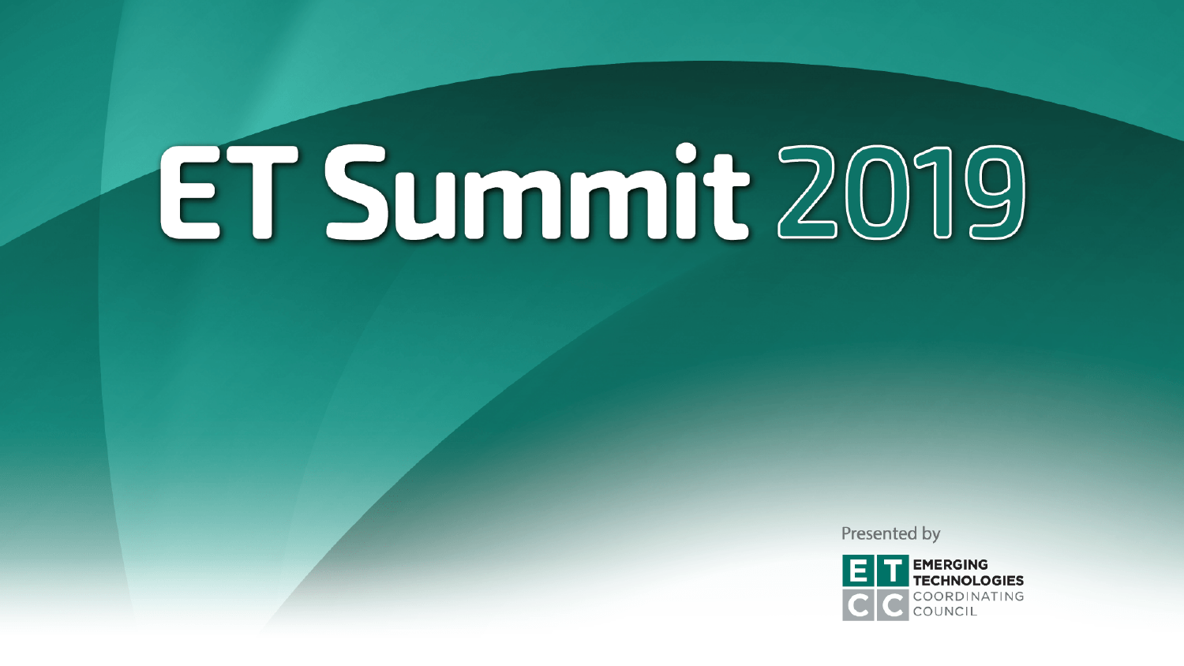# ET Summit 2019

Presented by

EMERGING TECHNOLOGIES COORDINATING COUNCIL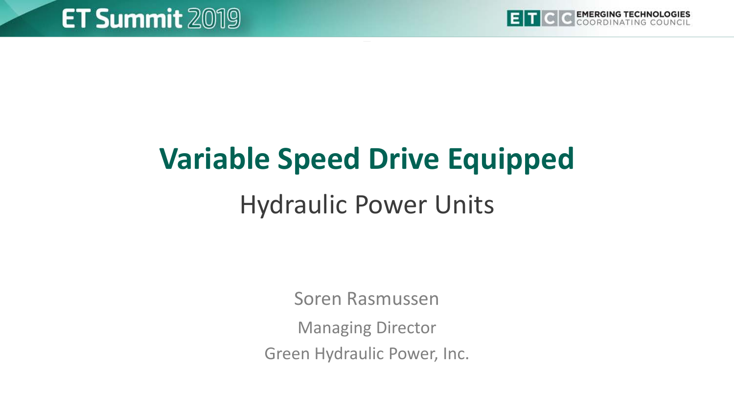# Variable Speed Drive Equipped

## Hydraulic Power Units

Soren Rasmussen

Managing Director

Green Hydraulic Power, Inc.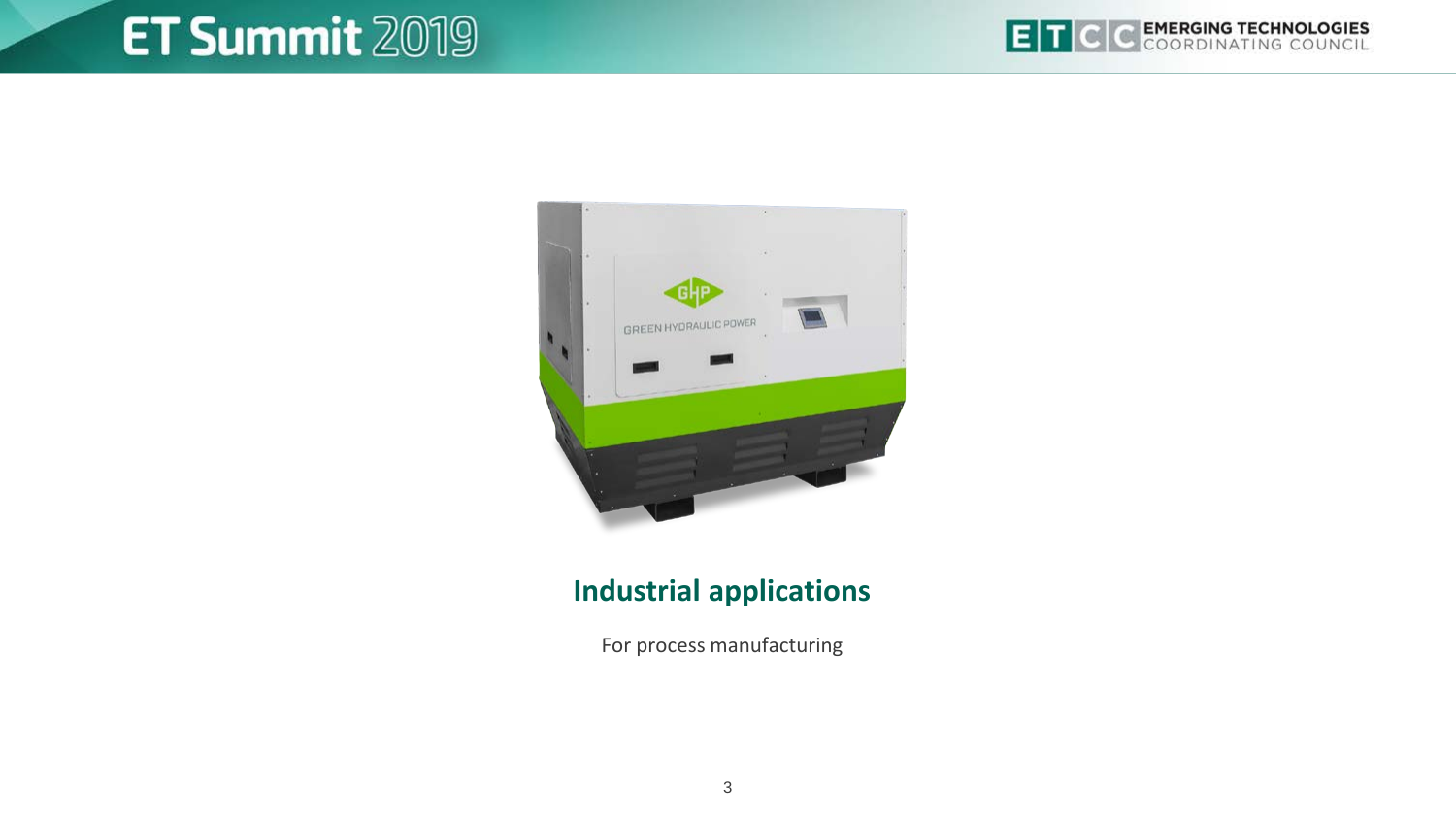## Industrial applications

For process manufacturing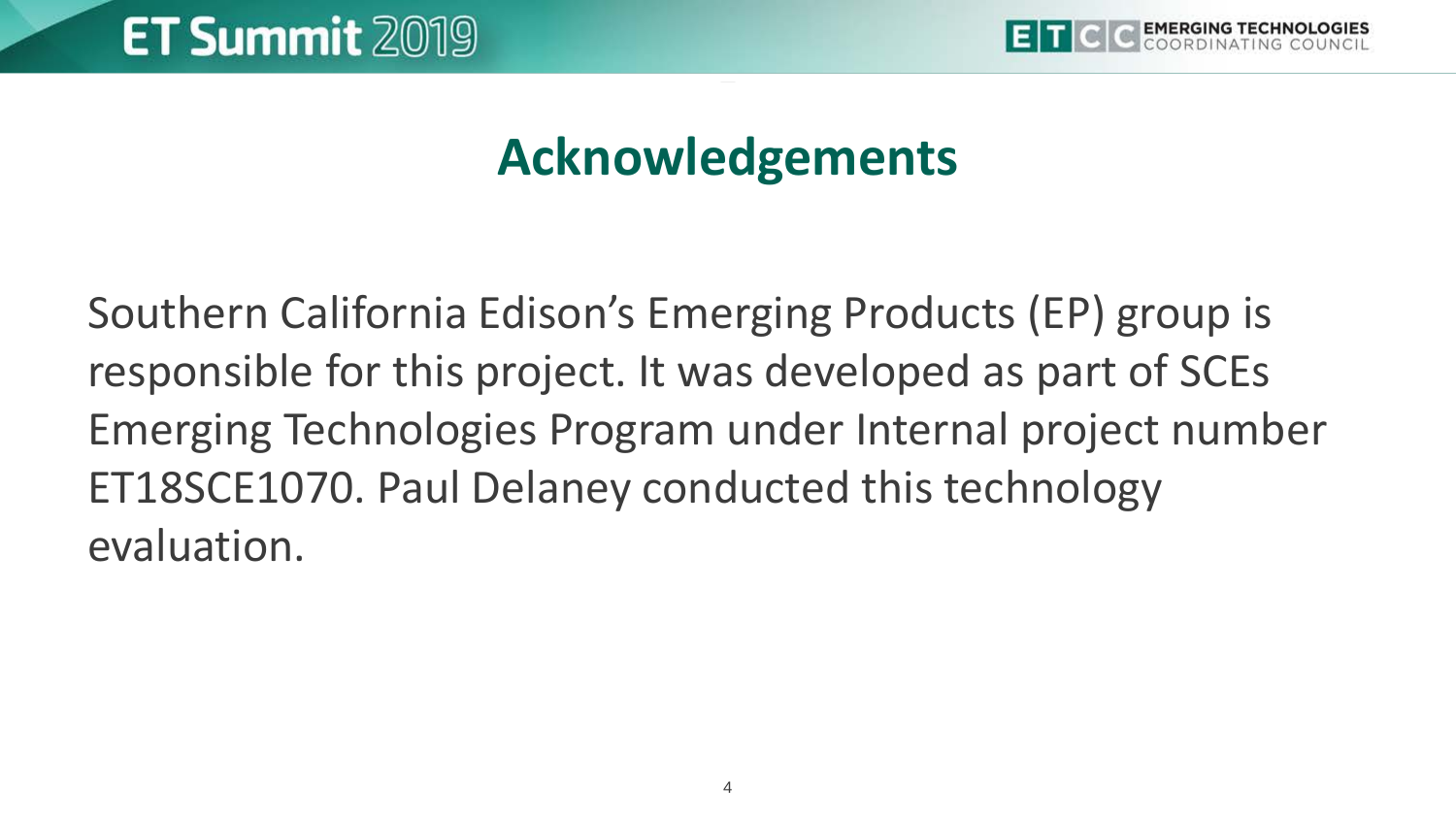# Acknowledgements

Southern California Edison’s Emerging Products (EP) group is responsible for this project. It was developed as part of SCEs Emerging Technologies Program under Internal project number ET18SCE1070. Paul Delaney conducted this technology evaluation.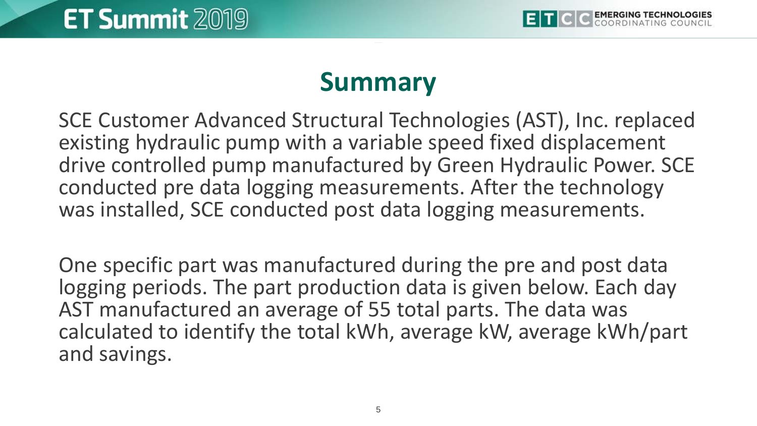# Summary

SCE Customer Advanced Structural Technologies (AST), Inc. replaced existing hydraulic pump with a variable speed fixed displacement drive controlled pump manufactured by Green Hydraulic Power. SCE conducted pre data logging measurements. After the technology was installed, SCE conducted post data logging measurements.

One specific part was manufactured during the pre and post data logging periods. The part production data is given below. Each day AST manufactured an average of 55 total parts. The data was calculated to identify the total kWh, average kW, average kWh/part and savings.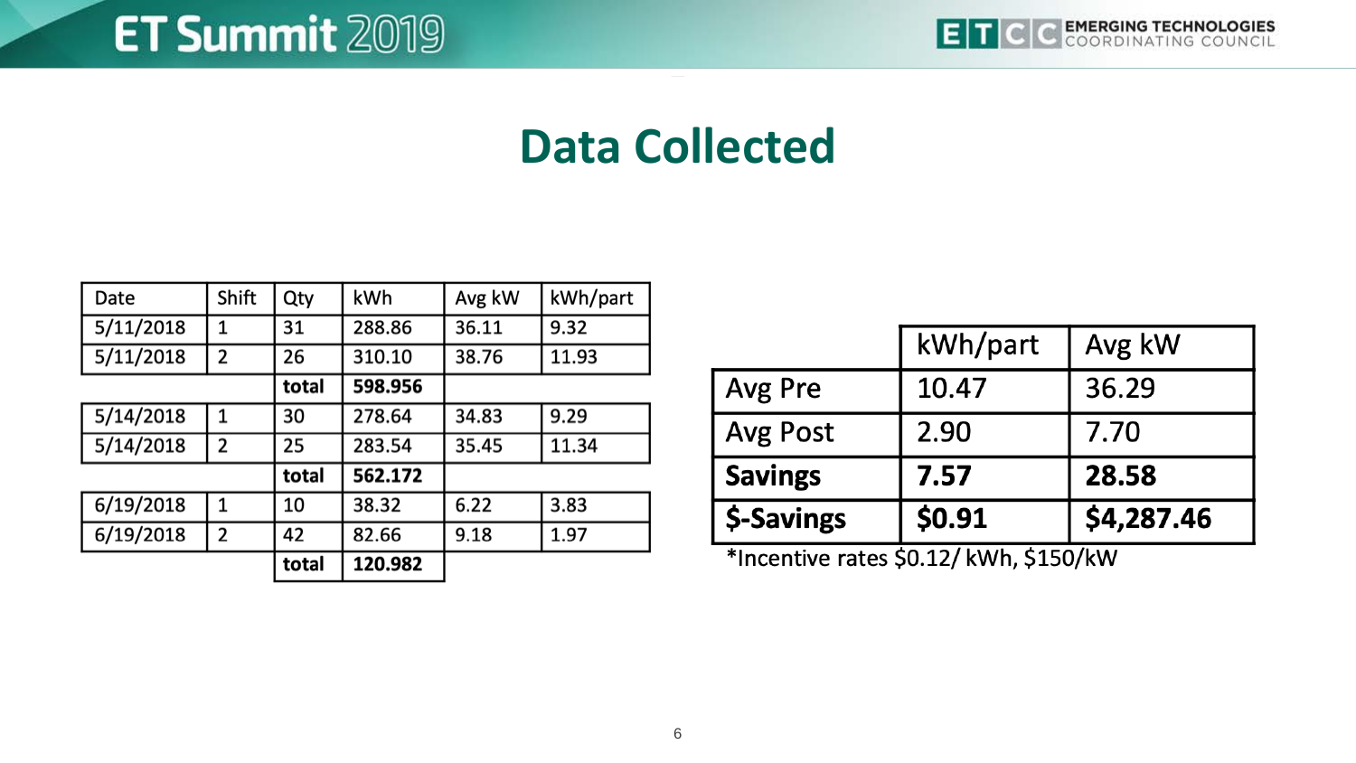# Data Collected

| Date | Shift | Qty | kWh | Avg kW | kWh/part |
|---|---|---|---|---|---|
| 5/11/2018 | 1 | 31 | 288.86 | 36.11 | 9.32 |
| 5/11/2018 | 2 | 26 | 310.10 | 38.76 | 11.93 |
| | | **total** | **598.956** | | |
| 5/14/2018 | 1 | 30 | 278.64 | 34.83 | 9.29 |
| 5/14/2018 | 2 | 25 | 283.54 | 35.45 | 11.34 |
| | | **total** | **562.172** | | |
| 6/19/2018 | 1 | 10 | 38.32 | 6.22 | 3.83 |
| 6/19/2018 | 2 | 42 | 82.66 | 9.18 | 1.97 |
| | | **total** | **120.982** | | |

| | kWh/part | Avg kW |
|---|---|---|
| Avg Pre | 10.47 | 36.29 |
| Avg Post | 2.90 | 7.70 |
| **Savings** | **7.57** | **28.58** |
| **$-Savings** | **$0.91** | **$4,287.46** |

*Incentive rates $0.12/ kWh, $150/kW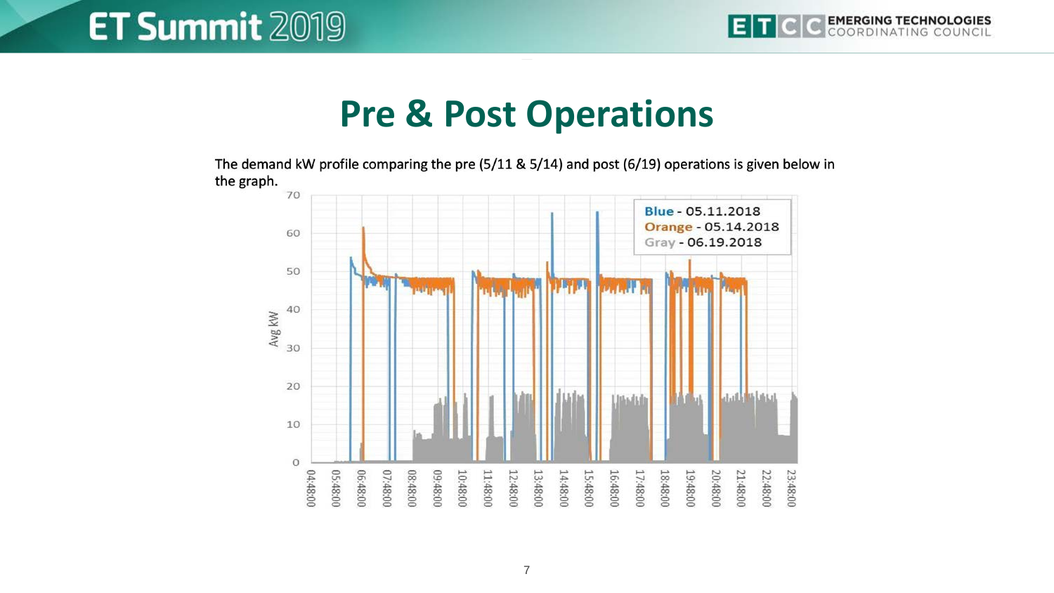# Pre & Post Operations

The demand kW profile comparing the pre (5/11 & 5/14) and post (6/19) operations is given below in the graph.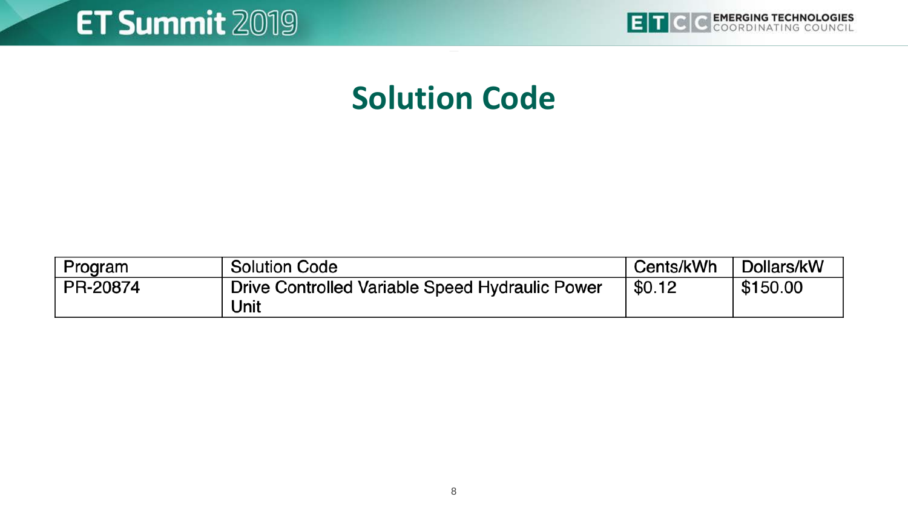# Solution Code

| Program | Solution Code | Cents/kWh | Dollars/kW |
|---|---|---|---|
| PR-20874 | Drive Controlled Variable Speed Hydraulic Power Unit | $0.12 | $150.00 |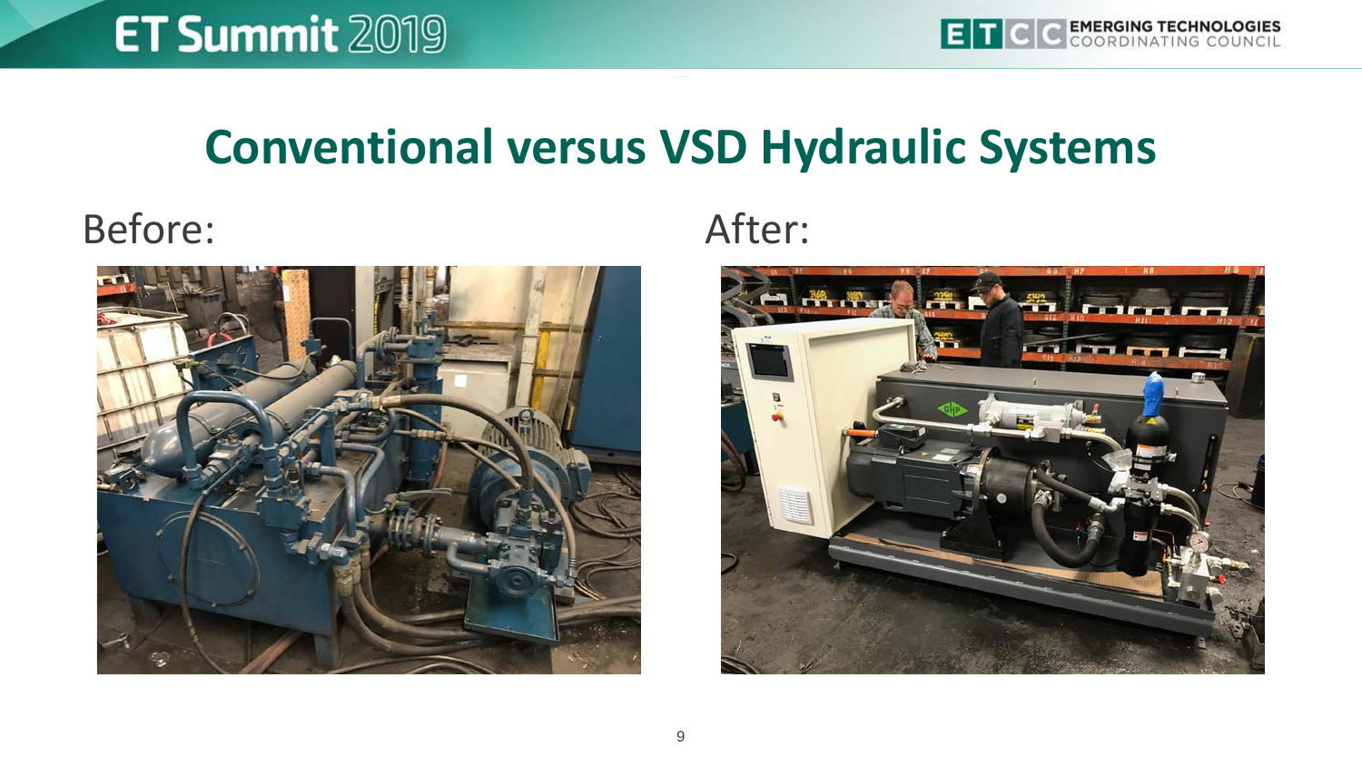# Conventional versus VSD Hydraulic Systems

Before:

After: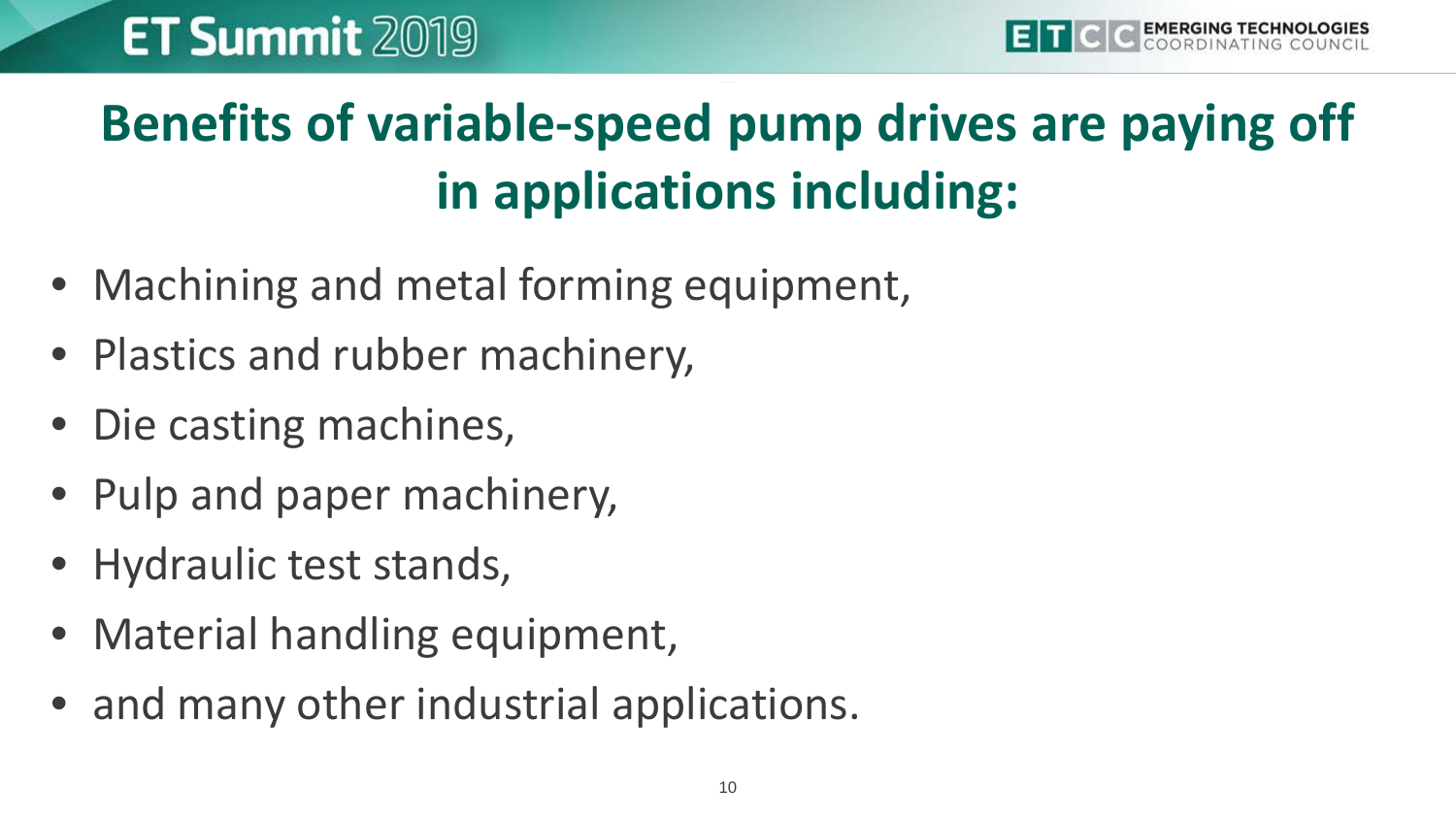# Benefits of variable-speed pump drives are paying off in applications including:

- Machining and metal forming equipment,
- Plastics and rubber machinery,
- Die casting machines,
- Pulp and paper machinery,
- Hydraulic test stands,
- Material handling equipment,
- and many other industrial applications.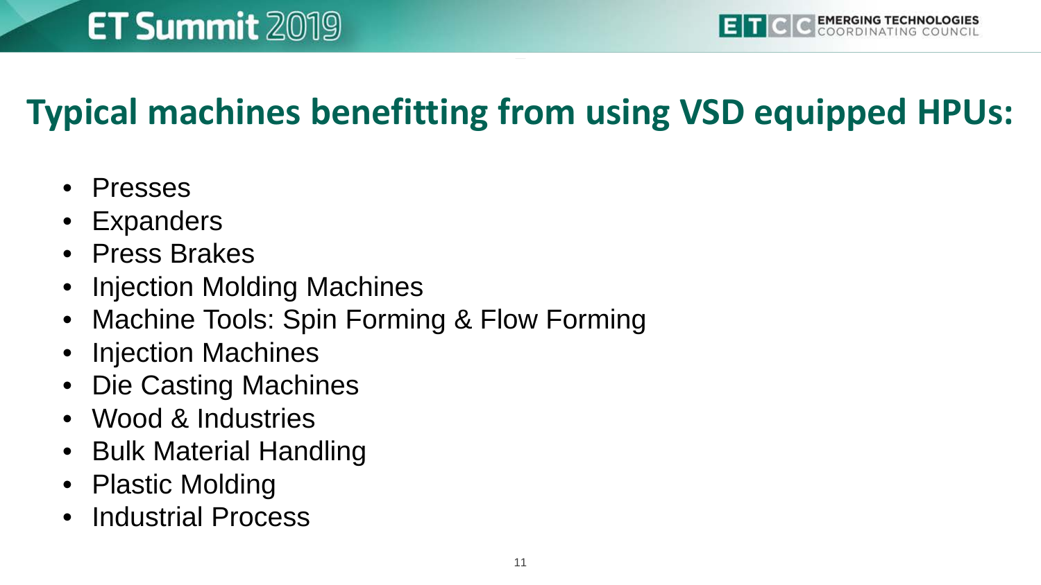# Typical machines benefitting from using VSD equipped HPUs:

- Presses
- Expanders
- Press Brakes
- Injection Molding Machines
- Machine Tools: Spin Forming & Flow Forming
- Injection Machines
- Die Casting Machines
- Wood & Industries
- Bulk Material Handling
- Plastic Molding
- Industrial Process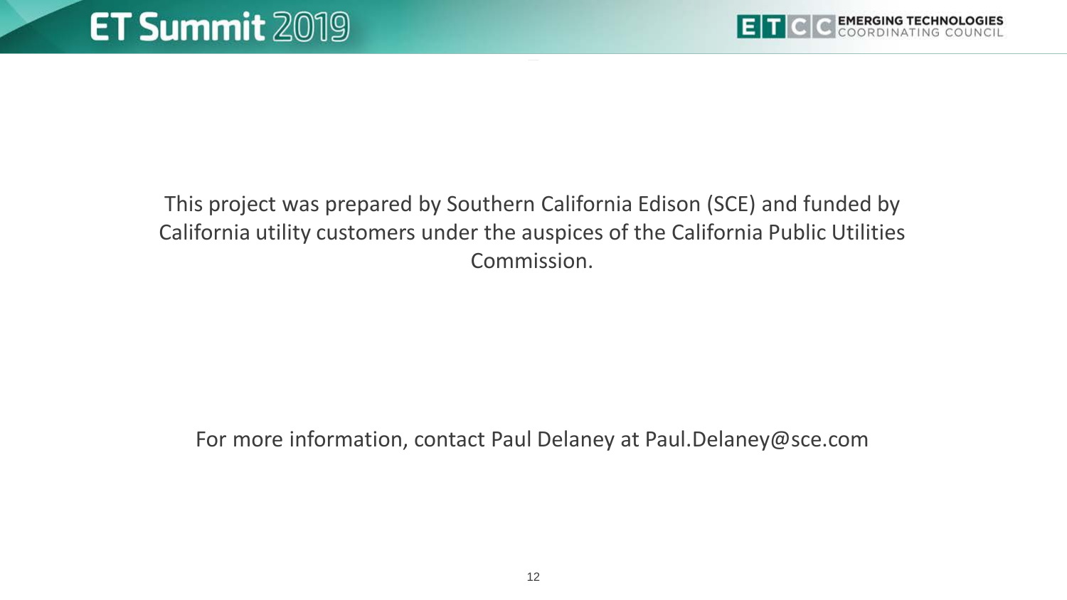This project was prepared by Southern California Edison (SCE) and funded by California utility customers under the auspices of the California Public Utilities Commission.

For more information, contact Paul Delaney at Paul.Delaney@sce.com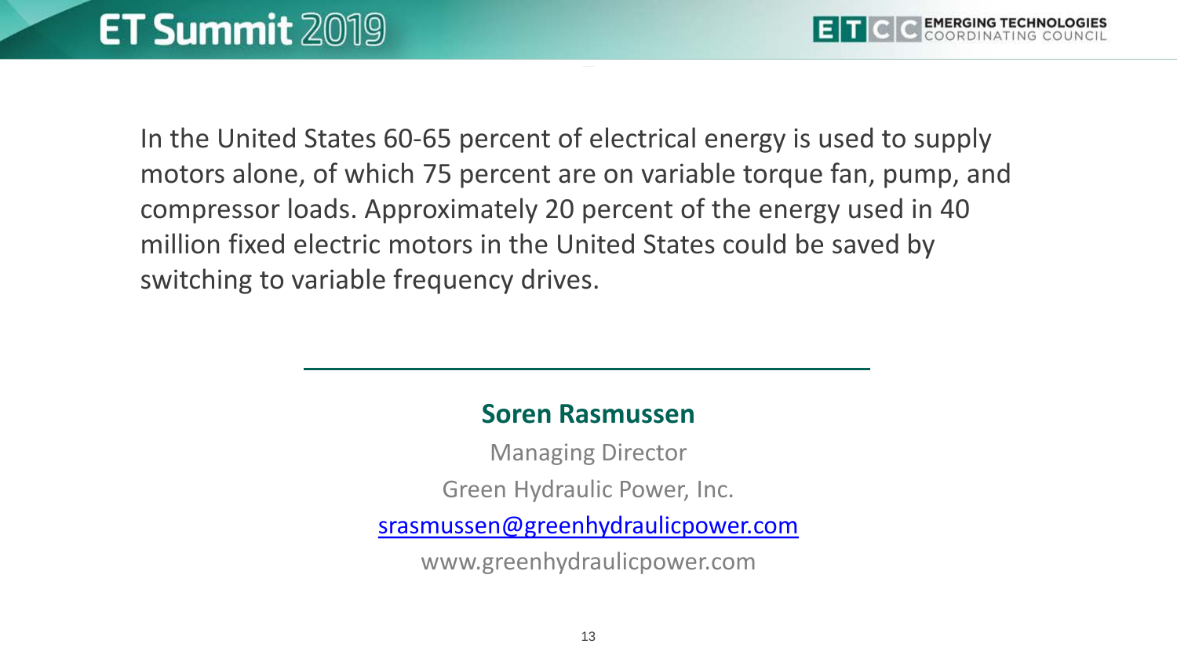In the United States 60-65 percent of electrical energy is used to supply motors alone, of which 75 percent are on variable torque fan, pump, and compressor loads. Approximately 20 percent of the energy used in 40 million fixed electric motors in the United States could be saved by switching to variable frequency drives.

---

**Soren Rasmussen**

Managing Director

Green Hydraulic Power, Inc.

srasmussen@greenhydraulicpower.com

www.greenhydraulicpower.com